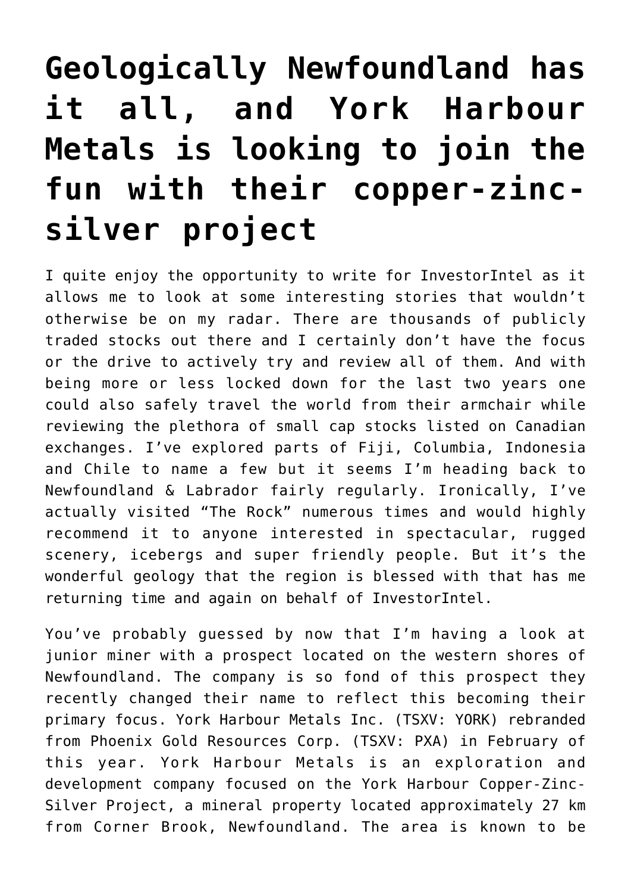# Geologically Newfoundland has it all, and York Harbour Metals is looking to join the fun with their copper-zinc-silver project

I quite enjoy the opportunity to write for InvestorIntel as it allows me to look at some interesting stories that wouldn't otherwise be on my radar. There are thousands of publicly traded stocks out there and I certainly don't have the focus or the drive to actively try and review all of them. And with being more or less locked down for the last two years one could also safely travel the world from their armchair while reviewing the plethora of small cap stocks listed on Canadian exchanges. I've explored parts of Fiji, Columbia, Indonesia and Chile to name a few but it seems I'm heading back to Newfoundland & Labrador fairly regularly. Ironically, I've actually visited "The Rock" numerous times and would highly recommend it to anyone interested in spectacular, rugged scenery, icebergs and super friendly people. But it's the wonderful geology that the region is blessed with that has me returning time and again on behalf of InvestorIntel.

You've probably guessed by now that I'm having a look at junior miner with a prospect located on the western shores of Newfoundland. The company is so fond of this prospect they recently changed their name to reflect this becoming their primary focus. York Harbour Metals Inc. (TSXV: YORK) rebranded from Phoenix Gold Resources Corp. (TSXV: PXA) in February of this year. York Harbour Metals is an exploration and development company focused on the York Harbour Copper-Zinc-Silver Project, a mineral property located approximately 27 km from Corner Brook, Newfoundland. The area is known to be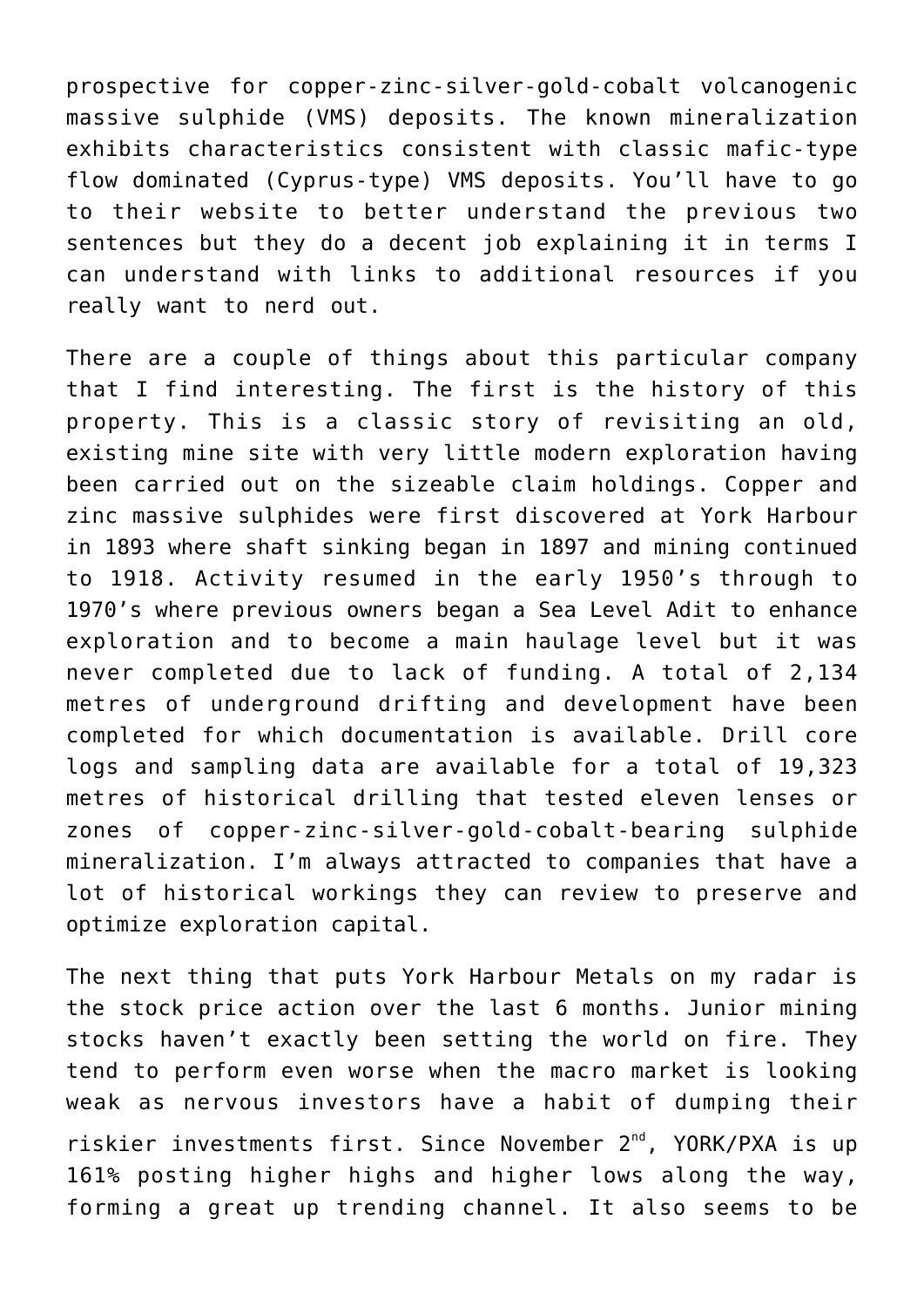prospective for copper-zinc-silver-gold-cobalt volcanogenic massive sulphide (VMS) deposits. The known mineralization exhibits characteristics consistent with classic mafic-type flow dominated (Cyprus-type) VMS deposits. You'll have to go to their website to better understand the previous two sentences but they do a decent job explaining it in terms I can understand with links to additional resources if you really want to nerd out.

There are a couple of things about this particular company that I find interesting. The first is the history of this property. This is a classic story of revisiting an old, existing mine site with very little modern exploration having been carried out on the sizeable claim holdings. Copper and zinc massive sulphides were first discovered at York Harbour in 1893 where shaft sinking began in 1897 and mining continued to 1918. Activity resumed in the early 1950's through to 1970's where previous owners began a Sea Level Adit to enhance exploration and to become a main haulage level but it was never completed due to lack of funding. A total of 2,134 metres of underground drifting and development have been completed for which documentation is available. Drill core logs and sampling data are available for a total of 19,323 metres of historical drilling that tested eleven lenses or zones of copper-zinc-silver-gold-cobalt-bearing sulphide mineralization. I'm always attracted to companies that have a lot of historical workings they can review to preserve and optimize exploration capital.

The next thing that puts York Harbour Metals on my radar is the stock price action over the last 6 months. Junior mining stocks haven't exactly been setting the world on fire. They tend to perform even worse when the macro market is looking weak as nervous investors have a habit of dumping their riskier investments first. Since November 2nd, YORK/PXA is up 161% posting higher highs and higher lows along the way, forming a great up trending channel. It also seems to be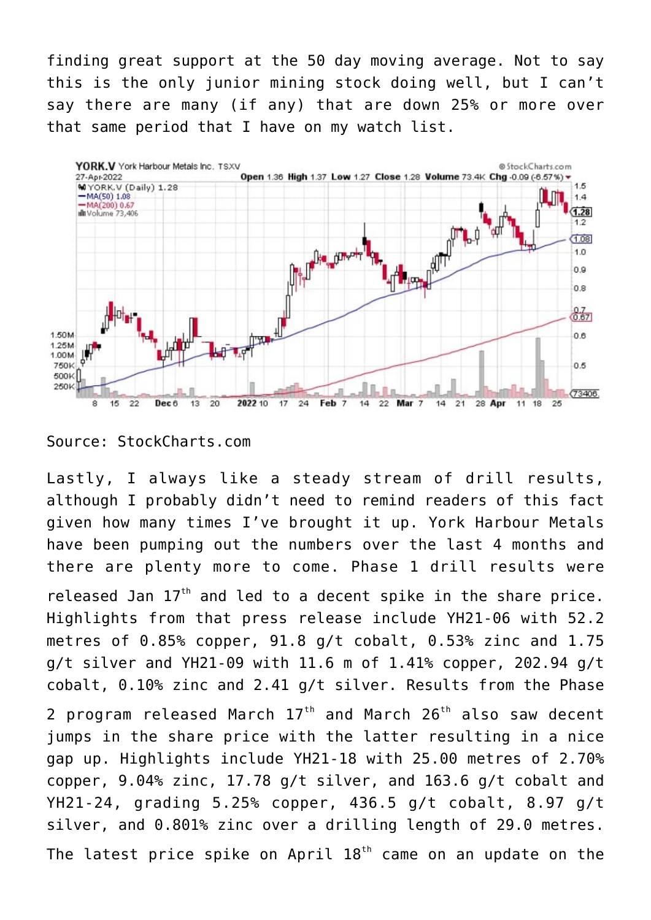finding great support at the 50 day moving average. Not to say this is the only junior mining stock doing well, but I can't say there are many (if any) that are down 25% or more over that same period that I have on my watch list.

Source: StockCharts.com

Lastly, I always like a steady stream of drill results, although I probably didn't need to remind readers of this fact given how many times I've brought it up. York Harbour Metals have been pumping out the numbers over the last 4 months and there are plenty more to come. Phase 1 drill results were released Jan 17th and led to a decent spike in the share price. Highlights from that press release include YH21-06 with 52.2 metres of 0.85% copper, 91.8 g/t cobalt, 0.53% zinc and 1.75 g/t silver and YH21-09 with 11.6 m of 1.41% copper, 202.94 g/t cobalt, 0.10% zinc and 2.41 g/t silver. Results from the Phase 2 program released March 17th and March 26th also saw decent jumps in the share price with the latter resulting in a nice gap up. Highlights include YH21-18 with 25.00 metres of 2.70% copper, 9.04% zinc, 17.78 g/t silver, and 163.6 g/t cobalt and YH21-24, grading 5.25% copper, 436.5 g/t cobalt, 8.97 g/t silver, and 0.801% zinc over a drilling length of 29.0 metres. The latest price spike on April 18th came on an update on the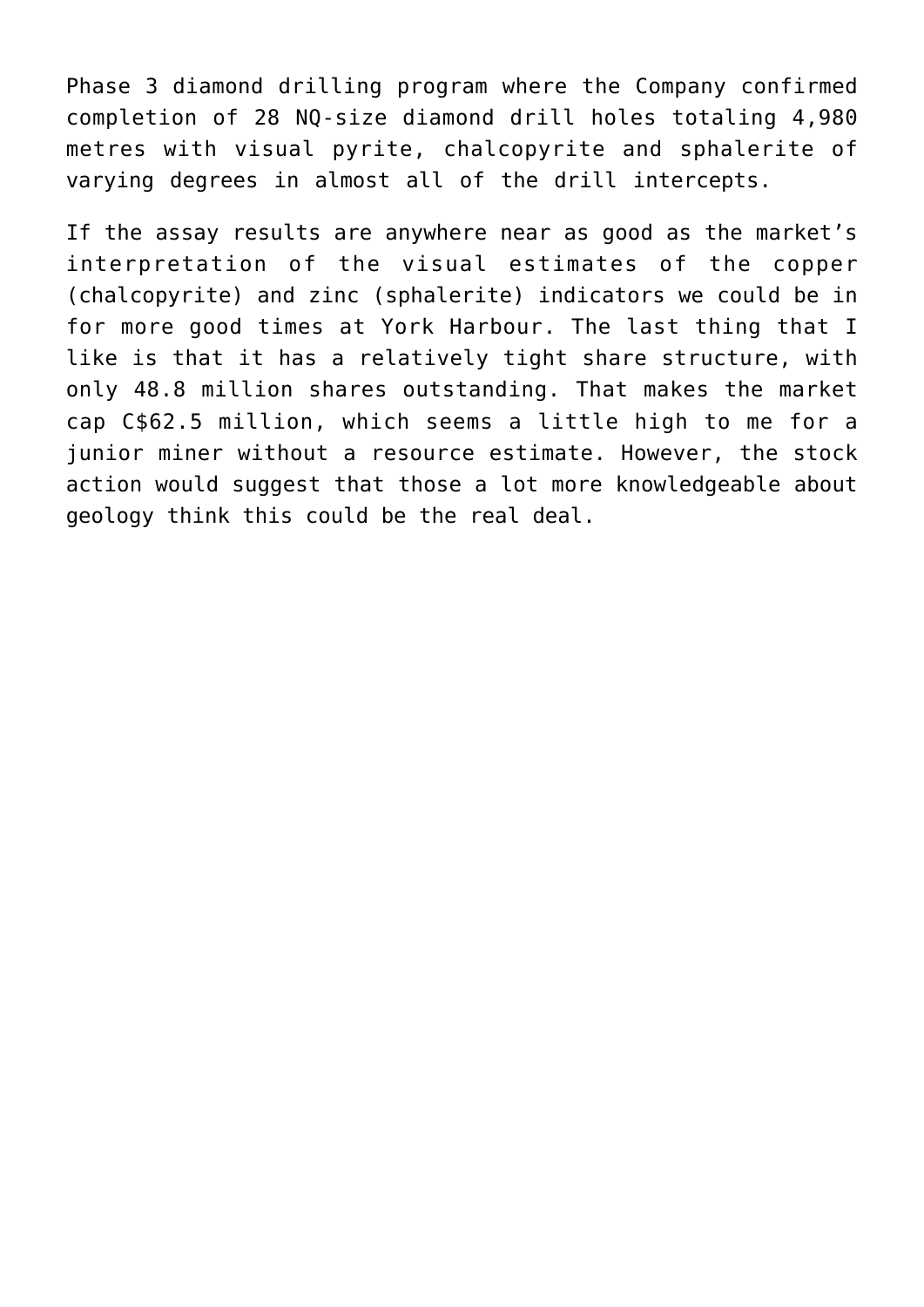Phase 3 diamond drilling program where the Company confirmed completion of 28 NQ-size diamond drill holes totaling 4,980 metres with visual pyrite, chalcopyrite and sphalerite of varying degrees in almost all of the drill intercepts.

If the assay results are anywhere near as good as the market's interpretation of the visual estimates of the copper (chalcopyrite) and zinc (sphalerite) indicators we could be in for more good times at York Harbour. The last thing that I like is that it has a relatively tight share structure, with only 48.8 million shares outstanding. That makes the market cap C$62.5 million, which seems a little high to me for a junior miner without a resource estimate. However, the stock action would suggest that those a lot more knowledgeable about geology think this could be the real deal.